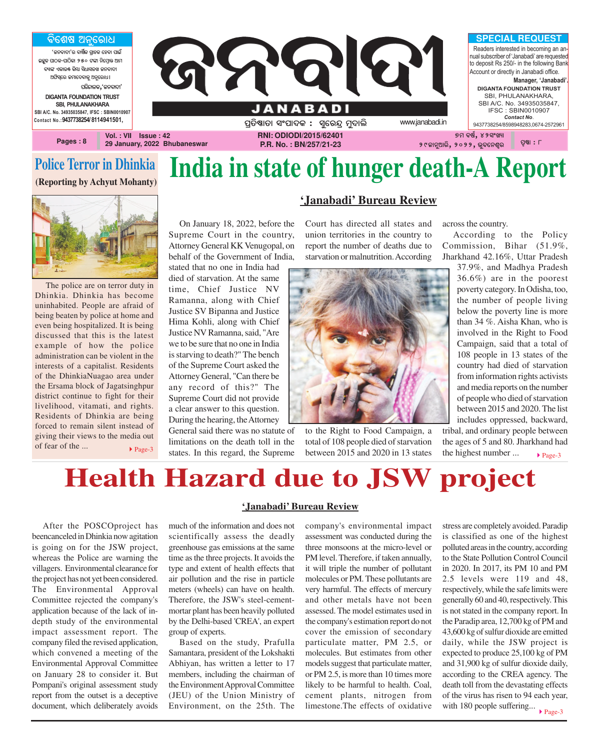## ବିଶେଷ ଅନୁରୋଧ

'ଜନବାଦୀ'ର ବାର୍ଷିକ ଗ୍ରାହକ ହେବା ପାଇଁ ଇଚ୍ଛୁକ ପାଠକ-ପାଠିକା ୨୫୦ ଟଙ୍କା ନିମ୍ନୋକ୍ତ ଆମ ବ୍ୟାଙ୍କ ଏକାଉଣ୍ଟ କିମ୍ବା ସିଧାସଳଖ ଜନବାଦୀ ଅଫିସ୍‌ରେ ଜମାଦେବାକୁ ଅନୁରୋଧ।

ପରିଚାଳକ,'ଜନବାଦୀ'

DIGANTA FOUNDATION TRUST
SBI, PHULANAKHARA
SBI A/C. No. 34935035847, IFSC : SBIN0010907
Contact No.:9437738254/ 8114941501,

# ଜନବାଦୀ
# JANABADI

ପ୍ରତିଷ୍ଠାତା ସଂପାଦକ : ସୁରେନ୍ଦ୍ର ମୁଦାଲି

www.janabadi.in

## SPECIAL REQUEST

Readers interested in becoming an annual subscriber of 'Janabadi' are requested to deposit Rs 250/- in the following Bank Account or directly in Janabadi office.

**Manager, 'Janabadi'.**

DIGANTA FOUNDATION TRUST
SBI, PHULANAKHARA,
SBI A/C. No. 34935035847,
IFSC : SBIN0010907
*Contact No.*
9437738254/8598948283,0674-2572961

Pages : 8 | Vol. : VII Issue : 42 | 29 January, 2022 Bhubaneswar | RNI: ODIODI/2015/62401 | P.R. No. : BN/257/21-23 | ୭ମ ବର୍ଷ, ୪୨ସଂଖ୍ୟା | ୨୯ଜାନୁଆରି, ୨୦୨୨, ଭୁବନେଶ୍ୱର | ପୃଷ୍ଠା : ୮

## Police Terror in Dhinkia

**(Reporting by Achyut Mohanty)**

The police are on terror duty in Dhinkia. Dhinkia has become uninhabited. People are afraid of being beaten by police at home and even being hospitalized. It is being discussed that this is the latest example of how the police administration can be violent in the interests of a capitalist. Residents of the DhinkiaNuagao area under the Ersama block of Jagatsinghpur district continue to fight for their livelihood, vitamati, and rights. Residents of Dhinkia are being forced to remain silent instead of giving their views to the media out of fear of the ... ▸ Page-3

# India in state of hunger death-A Report

**'Janabadi' Bureau Review**

On January 18, 2022, before the Supreme Court in the country, Attorney General KK Venugopal, on behalf of the Government of India, stated that no one in India had died of starvation. At the same time, Chief Justice NV Ramanna, along with Chief Justice SV Bipanna and Justice Hima Kohli, along with Chief Justice NV Ramanna, said, "Are we to be sure that no one in India is starving to death?" The bench of the Supreme Court asked the Attorney General, "Can there be any record of this?" The Supreme Court did not provide a clear answer to this question. During the hearing, the Attorney General said there was no statute of limitations on the death toll in the states. In this regard, the Supreme Court has directed all states and union territories in the country to report the number of deaths due to starvation or malnutrition. According to the Right to Food Campaign, a total of 108 people died of starvation between 2015 and 2020 in 13 states across the country.

According to the Policy Commission, Bihar (51.9%, Jharkhand 42.16%, Uttar Pradesh 37.9%, and Madhya Pradesh 36.6%) are in the poorest poverty category. In Odisha, too, the number of people living below the poverty line is more than 34 %. Aisha Khan, who is involved in the Right to Food Campaign, said that a total of 108 people in 13 states of the country had died of starvation from information rights activists and media reports on the number of people who died of starvation between 2015 and 2020. The list includes oppressed, backward, tribal, and ordinary people between the ages of 5 and 80. Jharkhand had the highest number ... ▸ Page-3

# Health Hazard due to JSW project

**'Janabadi' Bureau Review**

After the POSCOproject has beencanceled in Dhinkia now agitation is going on for the JSW project, whereas the Police are warning the villagers. Environmental clearance for the project has not yet been considered. The Environmental Approval Committee rejected the company's application because of the lack of in-depth study of the environmental impact assessment report. The company filed the revised application, which convened a meeting of the Environmental Approval Committee on January 28 to consider it. But Pompani's original assessment study report from the outset is a deceptive document, which deliberately avoids much of the information and does not scientifically assess the deadly greenhouse gas emissions at the same time as the three projects. It avoids the type and extent of health effects that air pollution and the rise in particle meters (wheels) can have on health. Therefore, the JSW's steel-cement-mortar plant has been heavily polluted by the Delhi-based 'CREA', an expert group of experts.

Based on the study, Prafulla Samantara, president of the Lokshakti Abhiyan, has written a letter to 17 members, including the chairman of the Environment Approval Committee (JEU) of the Union Ministry of Environment, on the 25th. The company's environmental impact assessment was conducted during the three monsoons at the micro-level or PM level. Therefore, if taken annually, it will triple the number of pollutant molecules or PM. These pollutants are very harmful. The effects of mercury and other metals have not been assessed. The model estimates used in the company's estimation report do not cover the emission of secondary particulate matter, PM 2.5, or molecules. But estimates from other models suggest that particulate matter, or PM 2.5, is more than 10 times more likely to be harmful to health. Coal, cement plants, nitrogen from limestone.The effects of oxidative stress are completely avoided. Paradip is classified as one of the highest polluted areas in the country, according to the State Pollution Control Council in 2020. In 2017, its PM 10 and PM 2.5 levels were 119 and 48, respectively, while the safe limits were generally 60 and 40, respectively. This is not stated in the company report. In the Paradip area, 12,700 kg of PM and 43,600 kg of sulfur dioxide are emitted daily, while the JSW project is expected to produce 25,100 kg of PM and 31,900 kg of sulfur dioxide daily, according to the CREA agency. The death toll from the devastating effects of the virus has risen to 94 each year, with 180 people suffering... ▸ Page-3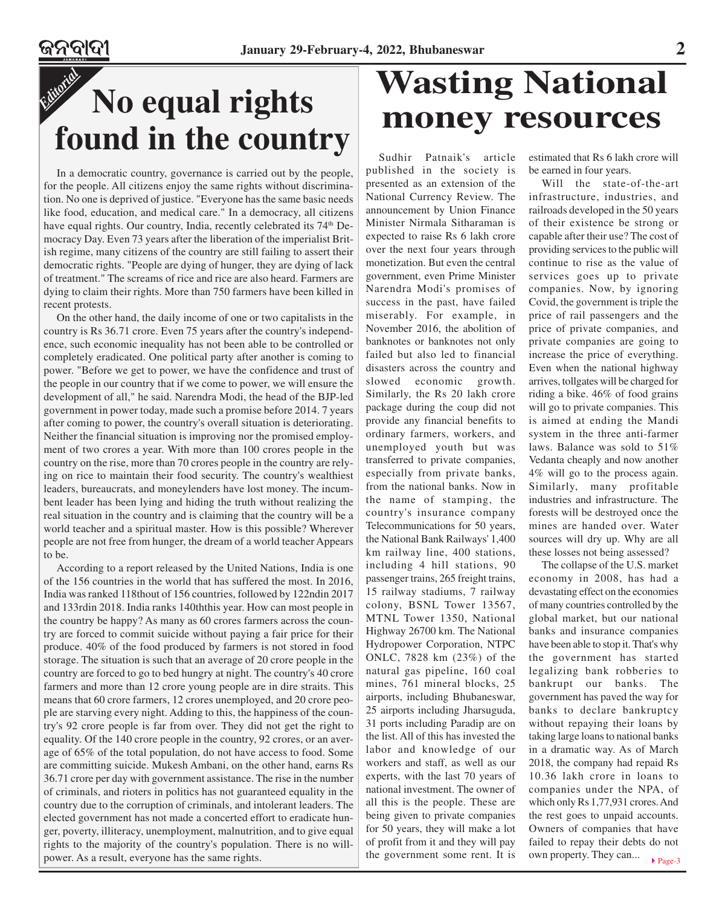*Editorial*

# No equal rights found in the country

In a democratic country, governance is carried out by the people, for the people. All citizens enjoy the same rights without discrimination. No one is deprived of justice. "Everyone has the same basic needs like food, education, and medical care." In a democracy, all citizens have equal rights. Our country, India, recently celebrated its 74th Democracy Day. Even 73 years after the liberation of the imperialist British regime, many citizens of the country are still failing to assert their democratic rights. "People are dying of hunger, they are dying of lack of treatment." The screams of rice and rice are also heard. Farmers are dying to claim their rights. More than 750 farmers have been killed in recent protests.

On the other hand, the daily income of one or two capitalists in the country is Rs 36.71 crore. Even 75 years after the country's independence, such economic inequality has not been able to be controlled or completely eradicated. One political party after another is coming to power. "Before we get to power, we have the confidence and trust of the people in our country that if we come to power, we will ensure the development of all," he said. Narendra Modi, the head of the BJP-led government in power today, made such a promise before 2014. 7 years after coming to power, the country's overall situation is deteriorating. Neither the financial situation is improving nor the promised employment of two crores a year. With more than 100 crores people in the country on the rise, more than 70 crores people in the country are relying on rice to maintain their food security. The country's wealthiest leaders, bureaucrats, and moneylenders have lost money. The incumbent leader has been lying and hiding the truth without realizing the real situation in the country and is claiming that the country will be a world teacher and a spiritual master. How is this possible? Wherever people are not free from hunger, the dream of a world teacher Appears to be.

According to a report released by the United Nations, India is one of the 156 countries in the world that has suffered the most. In 2016, India was ranked 118thout of 156 countries, followed by 122ndin 2017 and 133rdin 2018. India ranks 140ththis year. How can most people in the country be happy? As many as 60 crores farmers across the country are forced to commit suicide without paying a fair price for their produce. 40% of the food produced by farmers is not stored in food storage. The situation is such that an average of 20 crore people in the country are forced to go to bed hungry at night. The country's 40 crore farmers and more than 12 crore young people are in dire straits. This means that 60 crore farmers, 12 crores unemployed, and 20 crore people are starving every night. Adding to this, the happiness of the country's 92 crore people is far from over. They did not get the right to equality. Of the 140 crore people in the country, 92 crores, or an average of 65% of the total population, do not have access to food. Some are committing suicide. Mukesh Ambani, on the other hand, earns Rs 36.71 crore per day with government assistance. The rise in the number of criminals, and rioters in politics has not guaranteed equality in the country due to the corruption of criminals, and intolerant leaders. The elected government has not made a concerted effort to eradicate hunger, poverty, illiteracy, unemployment, malnutrition, and to give equal rights to the majority of the country's population. There is no willpower. As a result, everyone has the same rights.

# Wasting National money resources

Sudhir Patnaik's article published in the society is presented as an extension of the National Currency Review. The announcement by Union Finance Minister Nirmala Sitharaman is expected to raise Rs 6 lakh crore over the next four years through monetization. But even the central government, even Prime Minister Narendra Modi's promises of success in the past, have failed miserably. For example, in November 2016, the abolition of banknotes or banknotes not only failed but also led to financial disasters across the country and slowed economic growth. Similarly, the Rs 20 lakh crore package during the coup did not provide any financial benefits to ordinary farmers, workers, and unemployed youth but was transferred to private companies, especially from private banks, from the national banks. Now in the name of stamping, the country's insurance company Telecommunications for 50 years, the National Bank Railways' 1,400 km railway line, 400 stations, including 4 hill stations, 90 passenger trains, 265 freight trains, 15 railway stadiums, 7 railway colony, BSNL Tower 13567, MTNL Tower 1350, National Highway 26700 km. The National Hydropower Corporation, NTPC ONLC, 7828 km (23%) of the natural gas pipeline, 160 coal mines, 761 mineral blocks, 25 airports, including Bhubaneswar, 25 airports including Jharsuguda, 31 ports including Paradip are on the list. All of this has invested the labor and knowledge of our workers and staff, as well as our experts, with the last 70 years of national investment. The owner of all this is the people. These are being given to private companies for 50 years, they will make a lot of profit from it and they will pay the government some rent. It is estimated that Rs 6 lakh crore will be earned in four years.

Will the state-of-the-art infrastructure, industries, and railroads developed in the 50 years of their existence be strong or capable after their use? The cost of providing services to the public will continue to rise as the value of services goes up to private companies. Now, by ignoring Covid, the government is triple the price of rail passengers and the price of private companies, and private companies are going to increase the price of everything. Even when the national highway arrives, tollgates will be charged for riding a bike. 46% of food grains will go to private companies. This is aimed at ending the Mandi system in the three anti-farmer laws. Balance was sold to 51% Vedanta cheaply and now another 4% will go to the process again. Similarly, many profitable industries and infrastructure. The forests will be destroyed once the mines are handed over. Water sources will dry up. Why are all these losses not being assessed?

The collapse of the U.S. market economy in 2008, has had a devastating effect on the economies of many countries controlled by the global market, but our national banks and insurance companies have been able to stop it. That's why the government has started legalizing bank robberies to bankrupt our banks. The government has paved the way for banks to declare bankruptcy without repaying their loans by taking large loans to national banks in a dramatic way. As of March 2018, the company had repaid Rs 10.36 lakh crore in loans to companies under the NPA, of which only Rs 1,77,931 crores. And the rest goes to unpaid accounts. Owners of companies that have failed to repay their debts do not own property. They can... ▸ Page-3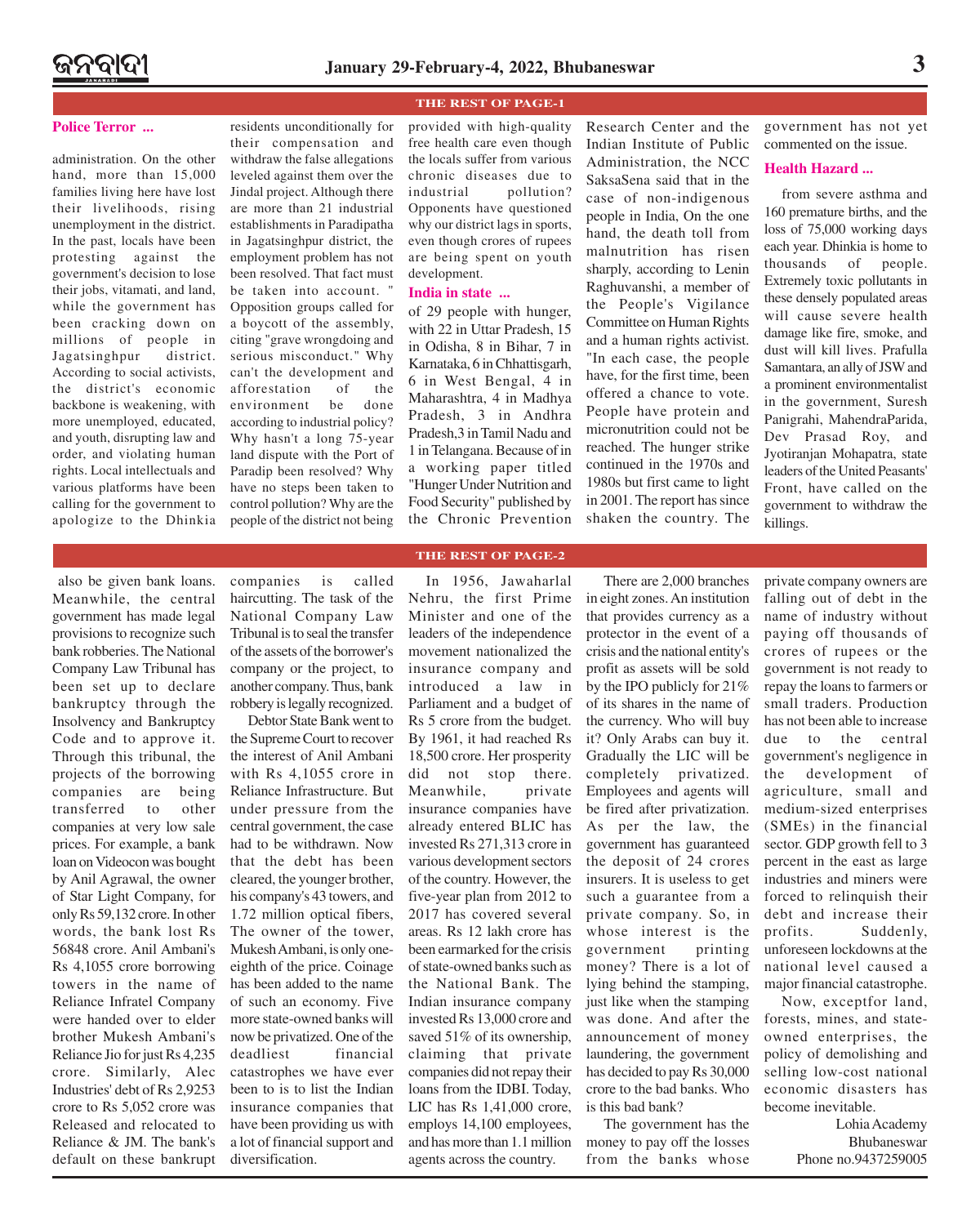## THE REST OF PAGE-1

### Police Terror ...

administration. On the other hand, more than 15,000 families living here have lost their livelihoods, rising unemployment in the district. In the past, locals have been protesting against the government's decision to lose their jobs, vitamati, and land, while the government has been cracking down on millions of people in Jagatsinghpur district. According to social activists, the district's economic backbone is weakening, with more unemployed, educated, and youth, disrupting law and order, and violating human rights. Local intellectuals and various platforms have been calling for the government to apologize to the Dhinkia residents unconditionally for their compensation and withdraw the false allegations leveled against them over the Jindal project. Although there are more than 21 industrial establishments in Paradipatha in Jagatsinghpur district, the employment problem has not been resolved. That fact must be taken into account. " Opposition groups called for a boycott of the assembly, citing "grave wrongdoing and serious misconduct." Why can't the development and afforestation of the environment be done according to industrial policy? Why hasn't a long 75-year land dispute with the Port of Paradip been resolved? Why have no steps been taken to control pollution? Why are the people of the district not being provided with high-quality free health care even though the locals suffer from various chronic diseases due to industrial pollution? Opponents have questioned why our district lags in sports, even though crores of rupees are being spent on youth development.

### India in state ...

of 29 people with hunger, with 22 in Uttar Pradesh, 15 in Odisha, 8 in Bihar, 7 in Karnataka, 6 in Chhattisgarh, 6 in West Bengal, 4 in Maharashtra, 4 in Madhya Pradesh, 3 in Andhra Pradesh,3 in Tamil Nadu and 1 in Telangana. Because of in a working paper titled "Hunger Under Nutrition and Food Security" published by the Chronic Prevention Research Center and the Indian Institute of Public Administration, the NCC SaksaSena said that in the case of non-indigenous people in India, On the one hand, the death toll from malnutrition has risen sharply, according to Lenin Raghuvanshi, a member of the People's Vigilance Committee on Human Rights and a human rights activist. "In each case, the people have, for the first time, been offered a chance to vote. People have protein and micronutrition could not be reached. The hunger strike continued in the 1970s and 1980s but first came to light in 2001. The report has since shaken the country. The government has not yet commented on the issue.

### Health Hazard ...

from severe asthma and 160 premature births, and the loss of 75,000 working days each year. Dhinkia is home to thousands of people. Extremely toxic pollutants in these densely populated areas will cause severe health damage like fire, smoke, and dust will kill lives. Prafulla Samantara, an ally of JSW and a prominent environmentalist in the government, Suresh Panigrahi, MahendraParida, Dev Prasad Roy, and Jyotiranjan Mohapatra, state leaders of the United Peasants' Front, have called on the government to withdraw the killings.

## THE REST OF PAGE-2

also be given bank loans. Meanwhile, the central government has made legal provisions to recognize such bank robberies. The National Company Law Tribunal has been set up to declare bankruptcy through the Insolvency and Bankruptcy Code and to approve it. Through this tribunal, the projects of the borrowing companies are being transferred to other companies at very low sale prices. For example, a bank loan on Videocon was bought by Anil Agrawal, the owner of Star Light Company, for only Rs 59,132 crore. In other words, the bank lost Rs 56848 crore. Anil Ambani's Rs 4,1055 crore borrowing towers in the name of Reliance Infratel Company were handed over to elder brother Mukesh Ambani's Reliance Jio for just Rs 4,235 crore. Similarly, Alec Industries' debt of Rs 2,9253 crore to Rs 5,052 crore was Released and relocated to Reliance & JM. The bank's default on these bankrupt companies is called haircutting. The task of the National Company Law Tribunal is to seal the transfer of the assets of the borrower's company or the project, to another company. Thus, bank robbery is legally recognized.

Debtor State Bank went to the Supreme Court to recover the interest of Anil Ambani with Rs 4,1055 crore in Reliance Infrastructure. But under pressure from the central government, the case had to be withdrawn. Now that the debt has been cleared, the younger brother, his company's 43 towers, and 1.72 million optical fibers, The owner of the tower, Mukesh Ambani, is only one-eighth of the price. Coinage has been added to the name of such an economy. Five more state-owned banks will now be privatized. One of the deadliest financial catastrophes we have ever been to is to list the Indian insurance companies that have been providing us with a lot of financial support and diversification.

In 1956, Jawaharlal Nehru, the first Prime Minister and one of the leaders of the independence movement nationalized the insurance company and introduced a law in Parliament and a budget of Rs 5 crore from the budget. By 1961, it had reached Rs 18,500 crore. Her prosperity did not stop there. Meanwhile, private insurance companies have already entered BLIC has invested Rs 271,313 crore in various development sectors of the country. However, the five-year plan from 2012 to 2017 has covered several areas. Rs 12 lakh crore has been earmarked for the crisis of state-owned banks such as the National Bank. The Indian insurance company invested Rs 13,000 crore and saved 51% of its ownership, claiming that private companies did not repay their loans from the IDBI. Today, LIC has Rs 1,41,000 crore, employs 14,100 employees, and has more than 1.1 million agents across the country.

There are 2,000 branches in eight zones. An institution that provides currency as a protector in the event of a crisis and the national entity's profit as assets will be sold by the IPO publicly for 21% of its shares in the name of the currency. Who will buy it? Only Arabs can buy it. Gradually the LIC will be completely privatized. Employees and agents will be fired after privatization. As per the law, the government has guaranteed the deposit of 24 crores insurers. It is useless to get such a guarantee from a private company. So, in whose interest is the government printing money? There is a lot of lying behind the stamping, just like when the stamping was done. And after the announcement of money laundering, the government has decided to pay Rs 30,000 crore to the bad banks. Who is this bad bank?

The government has the money to pay off the losses from the banks whose private company owners are falling out of debt in the name of industry without paying off thousands of crores of rupees or the government is not ready to repay the loans to farmers or small traders. Production has not been able to increase due to the central government's negligence in the development of agriculture, small and medium-sized enterprises (SMEs) in the financial sector. GDP growth fell to 3 percent in the east as large industries and miners were forced to relinquish their debt and increase their profits. Suddenly, unforeseen lockdowns at the national level caused a major financial catastrophe.

Now, exceptfor land, forests, mines, and state-owned enterprises, the policy of demolishing and selling low-cost national economic disasters has become inevitable.

Lohia Academy
Bhubaneswar
Phone no.9437259005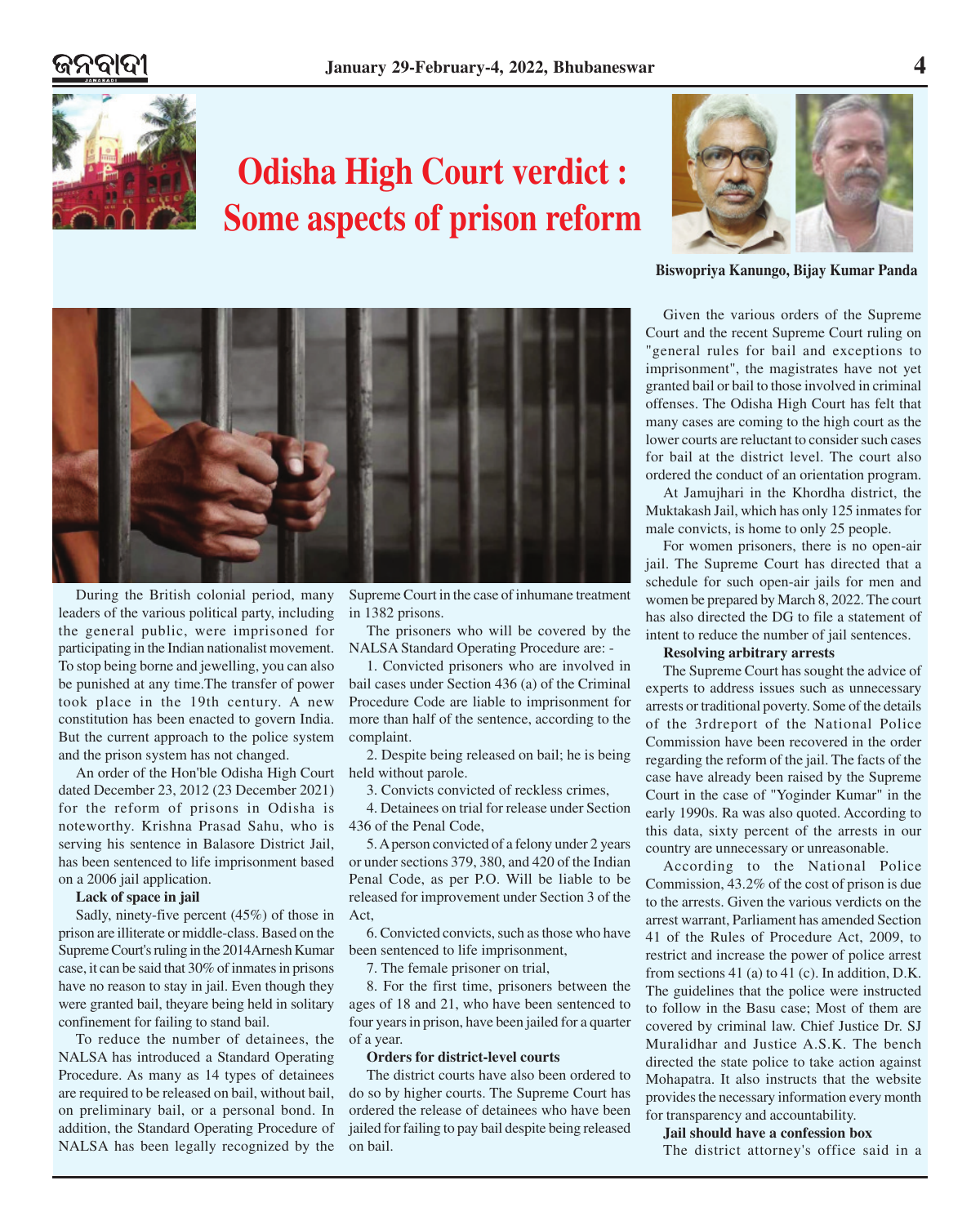# Odisha High Court verdict : Some aspects of prison reform

**Biswopriya Kanungo, Bijay Kumar Panda**

During the British colonial period, many leaders of the various political party, including the general public, were imprisoned for participating in the Indian nationalist movement. To stop being borne and jewelling, you can also be punished at any time.The transfer of power took place in the 19th century. A new constitution has been enacted to govern India. But the current approach to the police system and the prison system has not changed.

An order of the Hon'ble Odisha High Court dated December 23, 2012 (23 December 2021) for the reform of prisons in Odisha is noteworthy. Krishna Prasad Sahu, who is serving his sentence in Balasore District Jail, has been sentenced to life imprisonment based on a 2006 jail application.

**Lack of space in jail**

Sadly, ninety-five percent (45%) of those in prison are illiterate or middle-class. Based on the Supreme Court's ruling in the 2014Arnesh Kumar case, it can be said that 30% of inmates in prisons have no reason to stay in jail. Even though they were granted bail, theyare being held in solitary confinement for failing to stand bail.

To reduce the number of detainees, the NALSA has introduced a Standard Operating Procedure. As many as 14 types of detainees are required to be released on bail, without bail, on preliminary bail, or a personal bond. In addition, the Standard Operating Procedure of NALSA has been legally recognized by the Supreme Court in the case of inhumane treatment in 1382 prisons.

The prisoners who will be covered by the NALSA Standard Operating Procedure are: -

1. Convicted prisoners who are involved in bail cases under Section 436 (a) of the Criminal Procedure Code are liable to imprisonment for more than half of the sentence, according to the complaint.

2. Despite being released on bail; he is being held without parole.

3. Convicts convicted of reckless crimes,

4. Detainees on trial for release under Section 436 of the Penal Code,

5. A person convicted of a felony under 2 years or under sections 379, 380, and 420 of the Indian Penal Code, as per P.O. Will be liable to be released for improvement under Section 3 of the Act,

6. Convicted convicts, such as those who have been sentenced to life imprisonment,

7. The female prisoner on trial,

8. For the first time, prisoners between the ages of 18 and 21, who have been sentenced to four years in prison, have been jailed for a quarter of a year.

**Orders for district-level courts**

The district courts have also been ordered to do so by higher courts. The Supreme Court has ordered the release of detainees who have been jailed for failing to pay bail despite being released on bail.

Given the various orders of the Supreme Court and the recent Supreme Court ruling on "general rules for bail and exceptions to imprisonment", the magistrates have not yet granted bail or bail to those involved in criminal offenses. The Odisha High Court has felt that many cases are coming to the high court as the lower courts are reluctant to consider such cases for bail at the district level. The court also ordered the conduct of an orientation program.

At Jamujhari in the Khordha district, the Muktakash Jail, which has only 125 inmates for male convicts, is home to only 25 people.

For women prisoners, there is no open-air jail. The Supreme Court has directed that a schedule for such open-air jails for men and women be prepared by March 8, 2022. The court has also directed the DG to file a statement of intent to reduce the number of jail sentences.

**Resolving arbitrary arrests**

The Supreme Court has sought the advice of experts to address issues such as unnecessary arrests or traditional poverty. Some of the details of the 3rdreport of the National Police Commission have been recovered in the order regarding the reform of the jail. The facts of the case have already been raised by the Supreme Court in the case of "Yoginder Kumar" in the early 1990s. Ra was also quoted. According to this data, sixty percent of the arrests in our country are unnecessary or unreasonable.

According to the National Police Commission, 43.2% of the cost of prison is due to the arrests. Given the various verdicts on the arrest warrant, Parliament has amended Section 41 of the Rules of Procedure Act, 2009, to restrict and increase the power of police arrest from sections 41 (a) to 41 (c). In addition, D.K. The guidelines that the police were instructed to follow in the Basu case; Most of them are covered by criminal law. Chief Justice Dr. SJ Muralidhar and Justice A.S.K. The bench directed the state police to take action against Mohapatra. It also instructs that the website provides the necessary information every month for transparency and accountability.

**Jail should have a confession box**

The district attorney's office said in a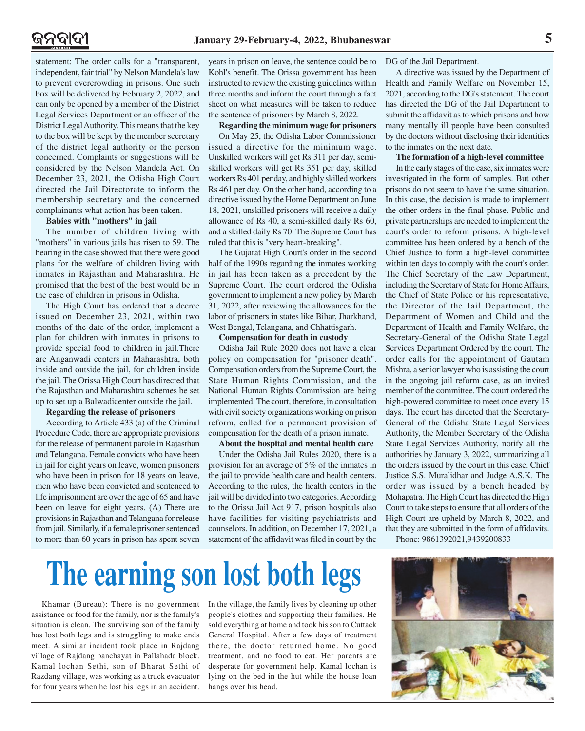statement: The order calls for a "transparent, independent, fair trial" by Nelson Mandela's law to prevent overcrowding in prisons. One such box will be delivered by February 2, 2022, and can only be opened by a member of the District Legal Services Department or an officer of the District Legal Authority. This means that the key to the box will be kept by the member secretary of the district legal authority or the person concerned. Complaints or suggestions will be considered by the Nelson Mandela Act. On December 23, 2021, the Odisha High Court directed the Jail Directorate to inform the membership secretary and the concerned complainants what action has been taken.

**Babies with "mothers" in jail**

The number of children living with "mothers" in various jails has risen to 59. The hearing in the case showed that there were good plans for the welfare of children living with inmates in Rajasthan and Maharashtra. He promised that the best of the best would be in the case of children in prisons in Odisha.

The High Court has ordered that a decree issued on December 23, 2021, within two months of the date of the order, implement a plan for children with inmates in prisons to provide special food to children in jail.There are Anganwadi centers in Maharashtra, both inside and outside the jail, for children inside the jail. The Orissa High Court has directed that the Rajasthan and Maharashtra schemes be set up to set up a Balwadicenter outside the jail.

**Regarding the release of prisoners**

According to Article 433 (a) of the Criminal Procedure Code, there are appropriate provisions for the release of permanent parole in Rajasthan and Telangana. Female convicts who have been in jail for eight years on leave, women prisoners who have been in prison for 18 years on leave, men who have been convicted and sentenced to life imprisonment are over the age of 65 and have been on leave for eight years. (A) There are provisions in Rajasthan and Telangana for release from jail. Similarly, if a female prisoner sentenced to more than 60 years in prison has spent seven years in prison on leave, the sentence could be to Kohl's benefit. The Orissa government has been instructed to review the existing guidelines within three months and inform the court through a fact sheet on what measures will be taken to reduce the sentence of prisoners by March 8, 2022.

**Regarding the minimum wage for prisoners**

On May 25, the Odisha Labor Commissioner issued a directive for the minimum wage. Unskilled workers will get Rs 311 per day, semi-skilled workers will get Rs 351 per day, skilled workers Rs 401 per day, and highly skilled workers Rs 461 per day. On the other hand, according to a directive issued by the Home Department on June 18, 2021, unskilled prisoners will receive a daily allowance of Rs 40, a semi-skilled daily Rs 60, and a skilled daily Rs 70. The Supreme Court has ruled that this is "very heart-breaking".

The Gujarat High Court's order in the second half of the 1990s regarding the inmates working in jail has been taken as a precedent by the Supreme Court. The court ordered the Odisha government to implement a new policy by March 31, 2022, after reviewing the allowances for the labor of prisoners in states like Bihar, Jharkhand, West Bengal, Telangana, and Chhattisgarh.

**Compensation for death in custody**

Odisha Jail Rule 2020 does not have a clear policy on compensation for "prisoner death". Compensation orders from the Supreme Court, the State Human Rights Commission, and the National Human Rights Commission are being implemented. The court, therefore, in consultation with civil society organizations working on prison reform, called for a permanent provision of compensation for the death of a prison inmate.

**About the hospital and mental health care**

Under the Odisha Jail Rules 2020, there is a provision for an average of 5% of the inmates in the jail to provide health care and health centers. According to the rules, the health centers in the jail will be divided into two categories. According to the Orissa Jail Act 917, prison hospitals also have facilities for visiting psychiatrists and counselors. In addition, on December 17, 2021, a statement of the affidavit was filed in court by the DG of the Jail Department.

A directive was issued by the Department of Health and Family Welfare on November 15, 2021, according to the DG's statement. The court has directed the DG of the Jail Department to submit the affidavit as to which prisons and how many mentally ill people have been consulted by the doctors without disclosing their identities to the inmates on the next date.

**The formation of a high-level committee**

In the early stages of the case, six inmates were investigated in the form of samples. But other prisons do not seem to have the same situation. In this case, the decision is made to implement the other orders in the final phase. Public and private partnerships are needed to implement the court's order to reform prisons. A high-level committee has been ordered by a bench of the Chief Justice to form a high-level committee within ten days to comply with the court's order. The Chief Secretary of the Law Department, including the Secretary of State for Home Affairs, the Chief of State Police or his representative, the Director of the Jail Department, the Department of Women and Child and the Department of Health and Family Welfare, the Secretary-General of the Odisha State Legal Services Department Ordered by the court. The order calls for the appointment of Gautam Mishra, a senior lawyer who is assisting the court in the ongoing jail reform case, as an invited member of the committee. The court ordered the high-powered committee to meet once every 15 days. The court has directed that the Secretary-General of the Odisha State Legal Services Authority, the Member Secretary of the Odisha State Legal Services Authority, notify all the authorities by January 3, 2022, summarizing all the orders issued by the court in this case. Chief Justice S.S. Muralidhar and Judge A.S.K. The order was issued by a bench headed by Mohapatra. The High Court has directed the High Court to take steps to ensure that all orders of the High Court are upheld by March 8, 2022, and that they are submitted in the form of affidavits.

Phone: 9861392021,9439200833

# The earning son lost both legs

Khamar (Bureau): There is no government assistance or food for the family, nor is the family's situation is clean. The surviving son of the family has lost both legs and is struggling to make ends meet. A similar incident took place in Rajdang village of Rajdang panchayat in Pallahada block. Kamal lochan Sethi, son of Bharat Sethi of Razdang village, was working as a truck evacuator for four years when he lost his legs in an accident. In the village, the family lives by cleaning up other people's clothes and supporting their families. He sold everything at home and took his son to Cuttack General Hospital. After a few days of treatment there, the doctor returned home. No good treatment, and no food to eat. Her parents are desperate for government help. Kamal lochan is lying on the bed in the hut while the house loan hangs over his head.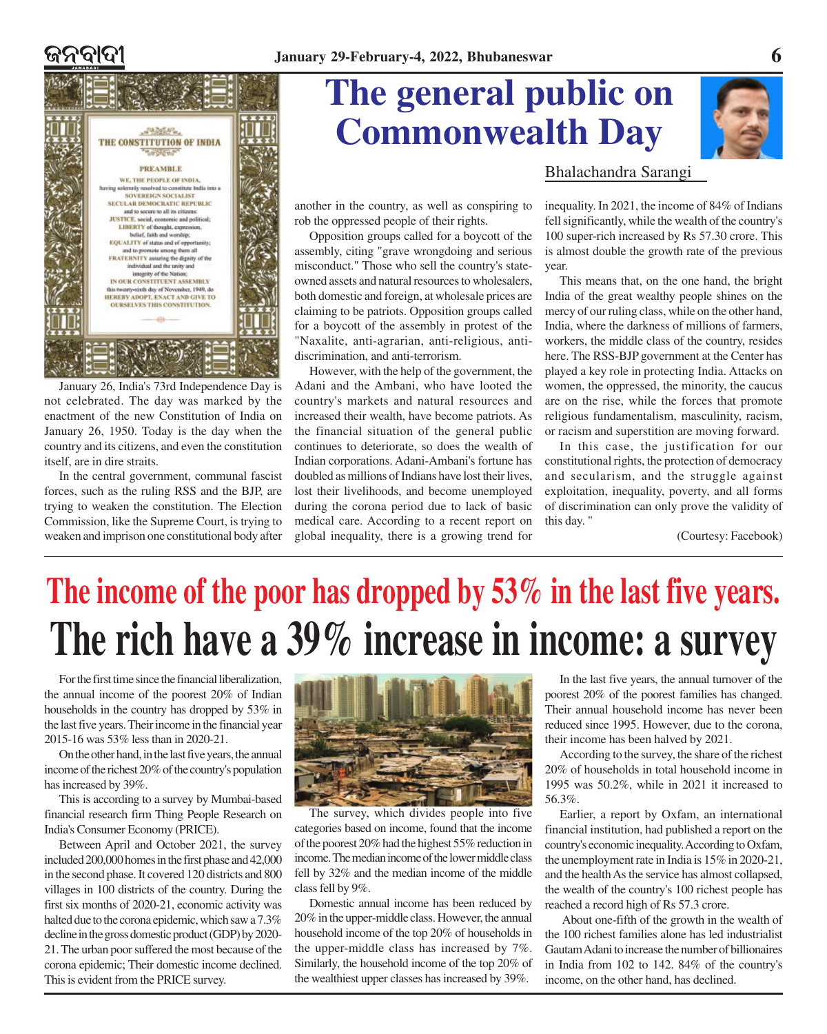# The general public on Commonwealth Day

Bhalachandra Sarangi

January 26, India's 73rd Independence Day is not celebrated. The day was marked by the enactment of the new Constitution of India on January 26, 1950. Today is the day when the country and its citizens, and even the constitution itself, are in dire straits.

In the central government, communal fascist forces, such as the ruling RSS and the BJP, are trying to weaken the constitution. The Election Commission, like the Supreme Court, is trying to weaken and imprison one constitutional body after another in the country, as well as conspiring to rob the oppressed people of their rights.

Opposition groups called for a boycott of the assembly, citing "grave wrongdoing and serious misconduct." Those who sell the country's state-owned assets and natural resources to wholesalers, both domestic and foreign, at wholesale prices are claiming to be patriots. Opposition groups called for a boycott of the assembly in protest of the "Naxalite, anti-agrarian, anti-religious, anti-discrimination, and anti-terrorism.

However, with the help of the government, the Adani and the Ambani, who have looted the country's markets and natural resources and increased their wealth, have become patriots. As the financial situation of the general public continues to deteriorate, so does the wealth of Indian corporations. Adani-Ambani's fortune has doubled as millions of Indians have lost their lives, lost their livelihoods, and become unemployed during the corona period due to lack of basic medical care. According to a recent report on global inequality, there is a growing trend for inequality. In 2021, the income of 84% of Indians fell significantly, while the wealth of the country's 100 super-rich increased by Rs 57.30 crore. This is almost double the growth rate of the previous year.

This means that, on the one hand, the bright India of the great wealthy people shines on the mercy of our ruling class, while on the other hand, India, where the darkness of millions of farmers, workers, the middle class of the country, resides here. The RSS-BJP government at the Center has played a key role in protecting India. Attacks on women, the oppressed, the minority, the caucus are on the rise, while the forces that promote religious fundamentalism, masculinity, racism, or racism and superstition are moving forward.

In this case, the justification for our constitutional rights, the protection of democracy and secularism, and the struggle against exploitation, inequality, poverty, and all forms of discrimination can only prove the validity of this day. "

(Courtesy: Facebook)

# The income of the poor has dropped by 53% in the last five years. The rich have a 39% increase in income: a survey

For the first time since the financial liberalization, the annual income of the poorest 20% of Indian households in the country has dropped by 53% in the last five years. Their income in the financial year 2015-16 was 53% less than in 2020-21.

On the other hand, in the last five years, the annual income of the richest 20% of the country's population has increased by 39%.

This is according to a survey by Mumbai-based financial research firm Thing People Research on India's Consumer Economy (PRICE).

Between April and October 2021, the survey included 200,000 homes in the first phase and 42,000 in the second phase. It covered 120 districts and 800 villages in 100 districts of the country. During the first six months of 2020-21, economic activity was halted due to the corona epidemic, which saw a 7.3% decline in the gross domestic product (GDP) by 2020-21. The urban poor suffered the most because of the corona epidemic; Their domestic income declined. This is evident from the PRICE survey.

The survey, which divides people into five categories based on income, found that the income of the poorest 20% had the highest 55% reduction in income. The median income of the lower middle class fell by 32% and the median income of the middle class fell by 9%.

Domestic annual income has been reduced by 20% in the upper-middle class. However, the annual household income of the top 20% of households in the upper-middle class has increased by 7%. Similarly, the household income of the top 20% of the wealthiest upper classes has increased by 39%.

In the last five years, the annual turnover of the poorest 20% of the poorest families has changed. Their annual household income has never been reduced since 1995. However, due to the corona, their income has been halved by 2021.

According to the survey, the share of the richest 20% of households in total household income in 1995 was 50.2%, while in 2021 it increased to 56.3%.

Earlier, a report by Oxfam, an international financial institution, had published a report on the country's economic inequality. According to Oxfam, the unemployment rate in India is 15% in 2020-21, and the health As the service has almost collapsed, the wealth of the country's 100 richest people has reached a record high of Rs 57.3 crore.

About one-fifth of the growth in the wealth of the 100 richest families alone has led industrialist Gautam Adani to increase the number of billionaires in India from 102 to 142. 84% of the country's income, on the other hand, has declined.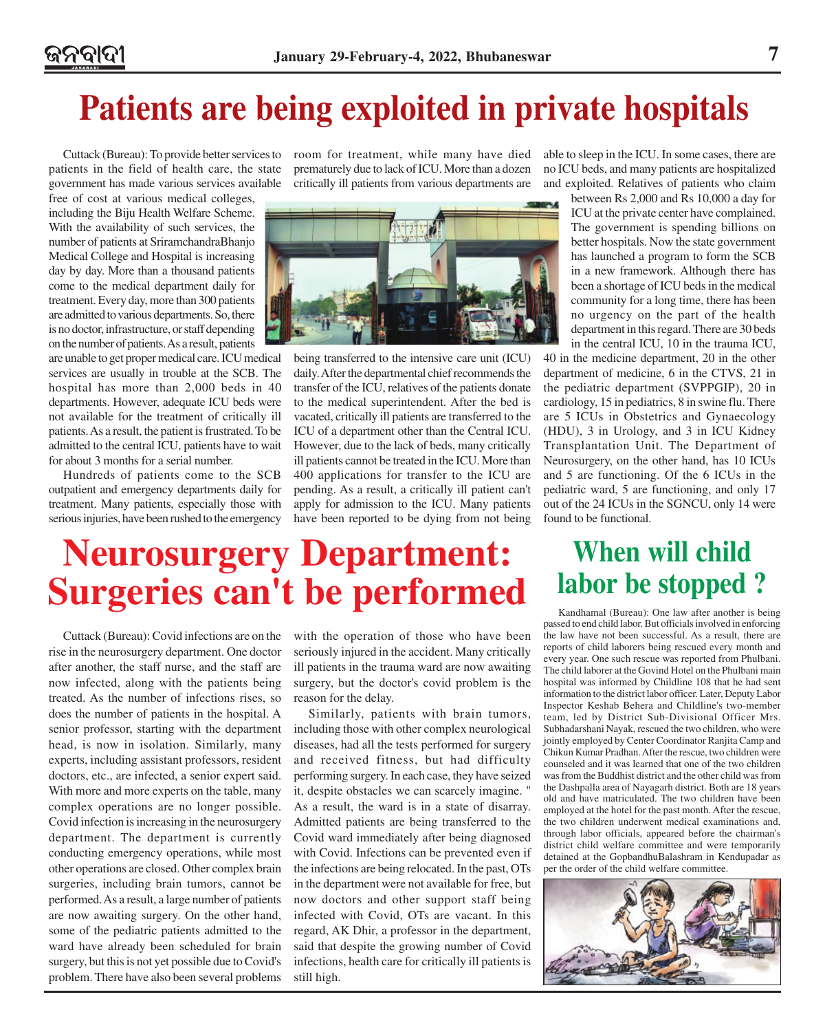# Patients are being exploited in private hospitals

Cuttack (Bureau): To provide better services to patients in the field of health care, the state government has made various services available free of cost at various medical colleges, including the Biju Health Welfare Scheme. With the availability of such services, the number of patients at SriramchandraBhanjo Medical College and Hospital is increasing day by day. More than a thousand patients come to the medical department daily for treatment. Every day, more than 300 patients are admitted to various departments. So, there is no doctor, infrastructure, or staff depending on the number of patients. As a result, patients are unable to get proper medical care. ICU medical services are usually in trouble at the SCB. The hospital has more than 2,000 beds in 40 departments. However, adequate ICU beds were not available for the treatment of critically ill patients. As a result, the patient is frustrated. To be admitted to the central ICU, patients have to wait for about 3 months for a serial number.

Hundreds of patients come to the SCB outpatient and emergency departments daily for treatment. Many patients, especially those with serious injuries, have been rushed to the emergency room for treatment, while many have died prematurely due to lack of ICU. More than a dozen critically ill patients from various departments are being transferred to the intensive care unit (ICU) daily. After the departmental chief recommends the transfer of the ICU, relatives of the patients donate to the medical superintendent. After the bed is vacated, critically ill patients are transferred to the ICU of a department other than the Central ICU. However, due to the lack of beds, many critically ill patients cannot be treated in the ICU. More than 400 applications for transfer to the ICU are pending. As a result, a critically ill patient can't apply for admission to the ICU. Many patients have been reported to be dying from not being able to sleep in the ICU. In some cases, there are no ICU beds, and many patients are hospitalized and exploited. Relatives of patients who claim between Rs 2,000 and Rs 10,000 a day for ICU at the private center have complained. The government is spending billions on better hospitals. Now the state government has launched a program to form the SCB in a new framework. Although there has been a shortage of ICU beds in the medical community for a long time, there has been no urgency on the part of the health department in this regard. There are 30 beds in the central ICU, 10 in the trauma ICU, 40 in the medicine department, 20 in the other department of medicine, 6 in the CTVS, 21 in the pediatric department (SVPPGIP), 20 in cardiology, 15 in pediatrics, 8 in swine flu. There are 5 ICUs in Obstetrics and Gynaecology (HDU), 3 in Urology, and 3 in ICU Kidney Transplantation Unit. The Department of Neurosurgery, on the other hand, has 10 ICUs and 5 are functioning. Of the 6 ICUs in the pediatric ward, 5 are functioning, and only 17 out of the 24 ICUs in the SGNCU, only 14 were found to be functional.

# Neurosurgery Department: Surgeries can't be performed

Cuttack (Bureau): Covid infections are on the rise in the neurosurgery department. One doctor after another, the staff nurse, and the staff are now infected, along with the patients being treated. As the number of infections rises, so does the number of patients in the hospital. A senior professor, starting with the department head, is now in isolation. Similarly, many experts, including assistant professors, resident doctors, etc., are infected, a senior expert said. With more and more experts on the table, many complex operations are no longer possible. Covid infection is increasing in the neurosurgery department. The department is currently conducting emergency operations, while most other operations are closed. Other complex brain surgeries, including brain tumors, cannot be performed. As a result, a large number of patients are now awaiting surgery. On the other hand, some of the pediatric patients admitted to the ward have already been scheduled for brain surgery, but this is not yet possible due to Covid's problem. There have also been several problems with the operation of those who have been seriously injured in the accident. Many critically ill patients in the trauma ward are now awaiting surgery, but the doctor's covid problem is the reason for the delay.

Similarly, patients with brain tumors, including those with other complex neurological diseases, had all the tests performed for surgery and received fitness, but had difficulty performing surgery. In each case, they have seized it, despite obstacles we can scarcely imagine. " As a result, the ward is in a state of disarray. Admitted patients are being transferred to the Covid ward immediately after being diagnosed with Covid. Infections can be prevented even if the infections are being relocated. In the past, OTs in the department were not available for free, but now doctors and other support staff being infected with Covid, OTs are vacant. In this regard, AK Dhir, a professor in the department, said that despite the growing number of Covid infections, health care for critically ill patients is still high.

# When will child labor be stopped ?

Kandhamal (Bureau): One law after another is being passed to end child labor. But officials involved in enforcing the law have not been successful. As a result, there are reports of child laborers being rescued every month and every year. One such rescue was reported from Phulbani. The child laborer at the Govind Hotel on the Phulbani main hospital was informed by Childline 108 that he had sent information to the district labor officer. Later, Deputy Labor Inspector Keshab Behera and Childline's two-member team, led by District Sub-Divisional Officer Mrs. Subhadarshani Nayak, rescued the two children, who were jointly employed by Center Coordinator Ranjita Camp and Chikun Kumar Pradhan. After the rescue, two children were counseled and it was learned that one of the two children was from the Buddhist district and the other child was from the Dashpalla area of Nayagarh district. Both are 18 years old and have matriculated. The two children have been employed at the hotel for the past month. After the rescue, the two children underwent medical examinations and, through labor officials, appeared before the chairman's district child welfare committee and were temporarily detained at the GopbandhuBalashram in Kendupadar as per the order of the child welfare committee.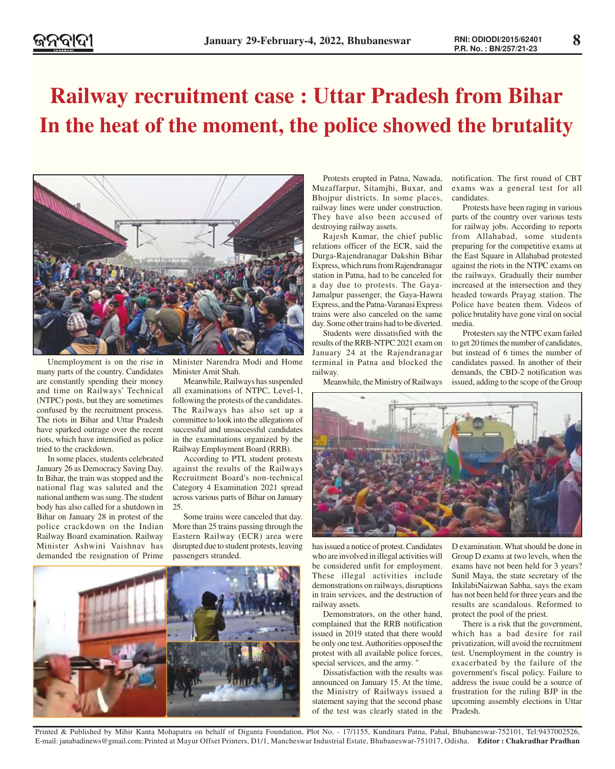# Railway recruitment case : Uttar Pradesh from Bihar
# In the heat of the moment, the police showed the brutality

Unemployment is on the rise in many parts of the country. Candidates are constantly spending their money and time on Railways' Technical (NTPC) posts, but they are sometimes confused by the recruitment process. The riots in Bihar and Uttar Pradesh have sparked outrage over the recent riots, which have intensified as police tried to the crackdown.

In some places, students celebrated January 26 as Democracy Saving Day. In Bihar, the train was stopped and the national flag was saluted and the national anthem was sung. The student body has also called for a shutdown in Bihar on January 28 in protest of the police crackdown on the Indian Railway Board examination. Railway Minister Ashwini Vaishnav has demanded the resignation of Prime Minister Narendra Modi and Home Minister Amit Shah.

Meanwhile, Railways has suspended all examinations of NTPC, Level-1, following the protests of the candidates. The Railways has also set up a committee to look into the allegations of successful and unsuccessful candidates in the examinations organized by the Railway Employment Board (RRB).

According to PTI, student protests against the results of the Railways Recruitment Board's non-technical Category 4 Examination 2021 spread across various parts of Bihar on January 25.

Some trains were canceled that day. More than 25 trains passing through the Eastern Railway (ECR) area were disrupted due to student protests, leaving passengers stranded.

Protests erupted in Patna, Nawada, Muzaffarpur, Sitamjhi, Buxar, and Bhojpur districts. In some places, railway lines were under construction. They have also been accused of destroying railway assets.

Rajesh Kumar, the chief public relations officer of the ECR, said the Durga-Rajendranagar Dakshin Bihar Express, which runs from Rajendranagar station in Patna, had to be canceled for a day due to protests. The Gaya-Jamalpur passenger, the Gaya-Hawra Express, and the Patna-Varanasi Express trains were also canceled on the same day. Some other trains had to be diverted.

Students were dissatisfied with the results of the RRB-NTPC 2021 exam on January 24 at the Rajendranagar terminal in Patna and blocked the railway.

Meanwhile, the Ministry of Railways has issued a notice of protest. Candidates who are involved in illegal activities will be considered unfit for employment. These illegal activities include demonstrations on railways, disruptions in train services, and the destruction of railway assets.

Demonstrators, on the other hand, complained that the RRB notification issued in 2019 stated that there would be only one test. Authorities opposed the protest with all available police forces, special services, and the army. "

Dissatisfaction with the results was announced on January 15. At the time, the Ministry of Railways issued a statement saying that the second phase of the test was clearly stated in the notification. The first round of CBT exams was a general test for all candidates.

Protests have been raging in various parts of the country over various tests for railway jobs. According to reports from Allahabad, some students preparing for the competitive exams at the East Square in Allahabad protested against the riots in the NTPC exams on the railways. Gradually their number increased at the intersection and they headed towards Prayag station. The Police have beaten them. Videos of police brutality have gone viral on social media.

Protesters say the NTPC exam failed to get 20 times the number of candidates, but instead of 6 times the number of candidates passed. In another of their demands, the CBD-2 notification was issued, adding to the scope of the Group D examination. What should be done in Group D exams at two levels, when the exams have not been held for 3 years? Sunil Maya, the state secretary of the InkilabiNaizwan Sabha, says the exam has not been held for three years and the results are scandalous. Reformed to protect the pool of the priest.

There is a risk that the government, which has a bad desire for rail privatization, will avoid the recruitment test. Unemployment in the country is exacerbated by the failure of the government's fiscal policy. Failure to address the issue could be a source of frustration for the ruling BJP in the upcoming assembly elections in Uttar Pradesh.

Printed & Published by Mihir Kanta Mohapatra on behalf of Diganta Foundation, Plot No, - 17/1155, Kunditara Patna, Pahal, Bhubaneswar-752101, Tel:9437002526, E-mail: janabadinews@gmail.com; Printed at Mayur Offset Printers, D1/1, Mancheswar Industrial Estate, Bhubaneswar-751017, Odisha. **Editor : Chakradhar Pradhan**